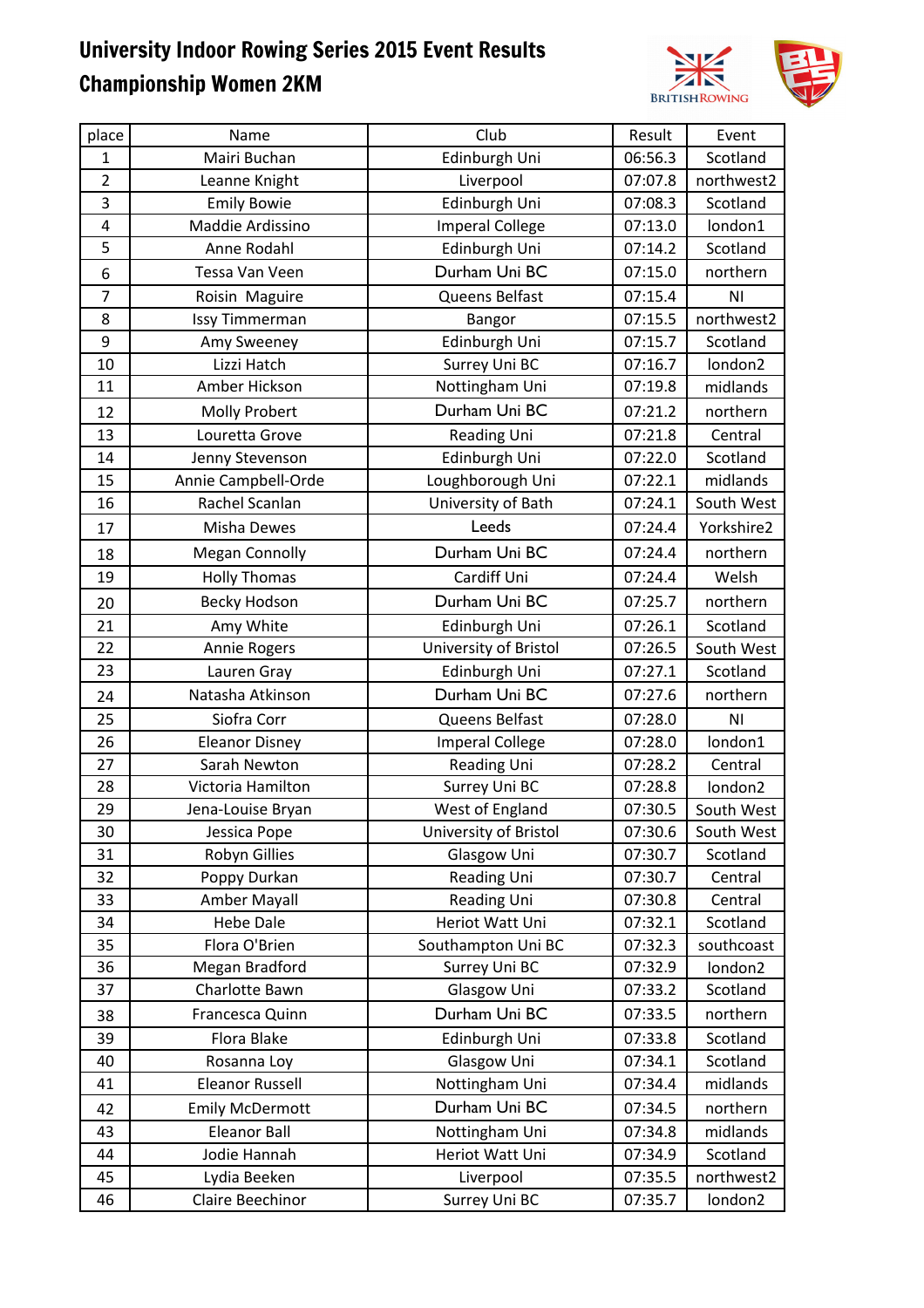# University Indoor Rowing Series 2015 Event Results
## Championship Women 2KM

| place | Name | Club | Result | Event |
|---|---|---|---|---|
| 1 | Mairi Buchan | Edinburgh Uni | 06:56.3 | Scotland |
| 2 | Leanne Knight | Liverpool | 07:07.8 | northwest2 |
| 3 | Emily Bowie | Edinburgh Uni | 07:08.3 | Scotland |
| 4 | Maddie Ardissino | Imperal College | 07:13.0 | london1 |
| 5 | Anne Rodahl | Edinburgh Uni | 07:14.2 | Scotland |
| 6 | Tessa Van Veen | Durham Uni BC | 07:15.0 | northern |
| 7 | Roisin  Maguire | Queens Belfast | 07:15.4 | NI |
| 8 | Issy Timmerman | Bangor | 07:15.5 | northwest2 |
| 9 | Amy Sweeney | Edinburgh Uni | 07:15.7 | Scotland |
| 10 | Lizzi Hatch | Surrey Uni BC | 07:16.7 | london2 |
| 11 | Amber Hickson | Nottingham Uni | 07:19.8 | midlands |
| 12 | Molly Probert | Durham Uni BC | 07:21.2 | northern |
| 13 | Louretta Grove | Reading Uni | 07:21.8 | Central |
| 14 | Jenny Stevenson | Edinburgh Uni | 07:22.0 | Scotland |
| 15 | Annie Campbell-Orde | Loughborough Uni | 07:22.1 | midlands |
| 16 | Rachel Scanlan | University of Bath | 07:24.1 | South West |
| 17 | Misha Dewes | Leeds | 07:24.4 | Yorkshire2 |
| 18 | Megan Connolly | Durham Uni BC | 07:24.4 | northern |
| 19 | Holly Thomas | Cardiff Uni | 07:24.4 | Welsh |
| 20 | Becky Hodson | Durham Uni BC | 07:25.7 | northern |
| 21 | Amy White | Edinburgh Uni | 07:26.1 | Scotland |
| 22 | Annie Rogers | University of Bristol | 07:26.5 | South West |
| 23 | Lauren Gray | Edinburgh Uni | 07:27.1 | Scotland |
| 24 | Natasha Atkinson | Durham Uni BC | 07:27.6 | northern |
| 25 | Siofra Corr | Queens Belfast | 07:28.0 | NI |
| 26 | Eleanor Disney | Imperal College | 07:28.0 | london1 |
| 27 | Sarah Newton | Reading Uni | 07:28.2 | Central |
| 28 | Victoria Hamilton | Surrey Uni BC | 07:28.8 | london2 |
| 29 | Jena-Louise Bryan | West of England | 07:30.5 | South West |
| 30 | Jessica Pope | University of Bristol | 07:30.6 | South West |
| 31 | Robyn Gillies | Glasgow Uni | 07:30.7 | Scotland |
| 32 | Poppy Durkan | Reading Uni | 07:30.7 | Central |
| 33 | Amber Mayall | Reading Uni | 07:30.8 | Central |
| 34 | Hebe Dale | Heriot Watt Uni | 07:32.1 | Scotland |
| 35 | Flora O'Brien | Southampton Uni BC | 07:32.3 | southcoast |
| 36 | Megan Bradford | Surrey Uni BC | 07:32.9 | london2 |
| 37 | Charlotte Bawn | Glasgow Uni | 07:33.2 | Scotland |
| 38 | Francesca Quinn | Durham Uni BC | 07:33.5 | northern |
| 39 | Flora Blake | Edinburgh Uni | 07:33.8 | Scotland |
| 40 | Rosanna Loy | Glasgow Uni | 07:34.1 | Scotland |
| 41 | Eleanor Russell | Nottingham Uni | 07:34.4 | midlands |
| 42 | Emily McDermott | Durham Uni BC | 07:34.5 | northern |
| 43 | Eleanor Ball | Nottingham Uni | 07:34.8 | midlands |
| 44 | Jodie Hannah | Heriot Watt Uni | 07:34.9 | Scotland |
| 45 | Lydia Beeken | Liverpool | 07:35.5 | northwest2 |
| 46 | Claire Beechinor | Surrey Uni BC | 07:35.7 | london2 |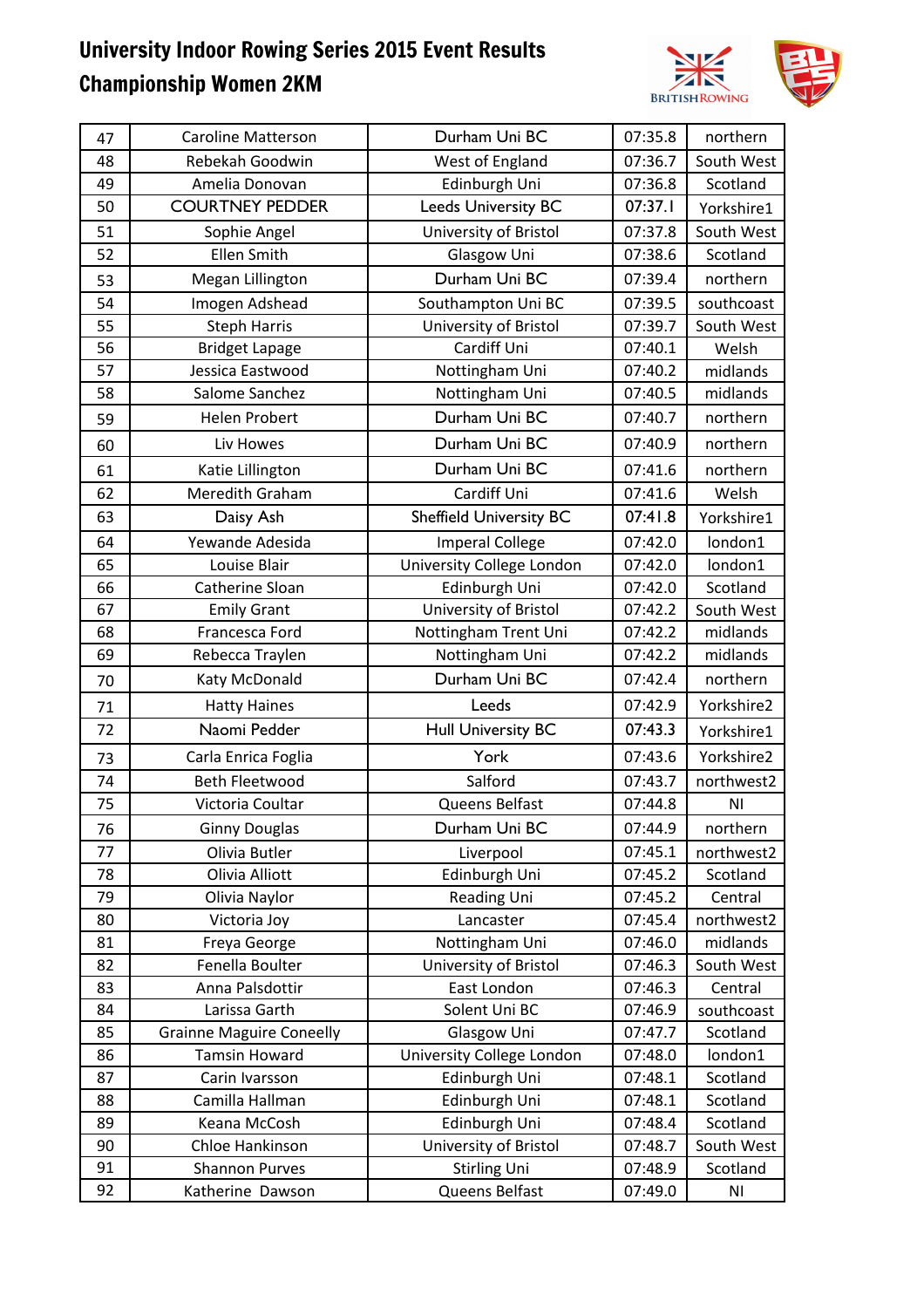# University Indoor Rowing Series 2015 Event Results

## Championship Women 2KM

| | | | | |
|---|---|---|---|---|
| 47 | Caroline Matterson | Durham Uni BC | 07:35.8 | northern |
| 48 | Rebekah Goodwin | West of England | 07:36.7 | South West |
| 49 | Amelia Donovan | Edinburgh Uni | 07:36.8 | Scotland |
| 50 | COURTNEY PEDDER | Leeds University BC | 07:37.1 | Yorkshire1 |
| 51 | Sophie Angel | University of Bristol | 07:37.8 | South West |
| 52 | Ellen Smith | Glasgow Uni | 07:38.6 | Scotland |
| 53 | Megan Lillington | Durham Uni BC | 07:39.4 | northern |
| 54 | Imogen Adshead | Southampton Uni BC | 07:39.5 | southcoast |
| 55 | Steph Harris | University of Bristol | 07:39.7 | South West |
| 56 | Bridget Lapage | Cardiff Uni | 07:40.1 | Welsh |
| 57 | Jessica Eastwood | Nottingham Uni | 07:40.2 | midlands |
| 58 | Salome Sanchez | Nottingham Uni | 07:40.5 | midlands |
| 59 | Helen Probert | Durham Uni BC | 07:40.7 | northern |
| 60 | Liv Howes | Durham Uni BC | 07:40.9 | northern |
| 61 | Katie Lillington | Durham Uni BC | 07:41.6 | northern |
| 62 | Meredith Graham | Cardiff Uni | 07:41.6 | Welsh |
| 63 | Daisy Ash | Sheffield University BC | 07:41.8 | Yorkshire1 |
| 64 | Yewande Adesida | Imperal College | 07:42.0 | london1 |
| 65 | Louise Blair | University College London | 07:42.0 | london1 |
| 66 | Catherine Sloan | Edinburgh Uni | 07:42.0 | Scotland |
| 67 | Emily Grant | University of Bristol | 07:42.2 | South West |
| 68 | Francesca Ford | Nottingham Trent Uni | 07:42.2 | midlands |
| 69 | Rebecca Traylen | Nottingham Uni | 07:42.2 | midlands |
| 70 | Katy McDonald | Durham Uni BC | 07:42.4 | northern |
| 71 | Hatty Haines | Leeds | 07:42.9 | Yorkshire2 |
| 72 | Naomi Pedder | Hull University BC | 07:43.3 | Yorkshire1 |
| 73 | Carla Enrica Foglia | York | 07:43.6 | Yorkshire2 |
| 74 | Beth Fleetwood | Salford | 07:43.7 | northwest2 |
| 75 | Victoria Coultar | Queens Belfast | 07:44.8 | NI |
| 76 | Ginny Douglas | Durham Uni BC | 07:44.9 | northern |
| 77 | Olivia Butler | Liverpool | 07:45.1 | northwest2 |
| 78 | Olivia Alliott | Edinburgh Uni | 07:45.2 | Scotland |
| 79 | Olivia Naylor | Reading Uni | 07:45.2 | Central |
| 80 | Victoria Joy | Lancaster | 07:45.4 | northwest2 |
| 81 | Freya George | Nottingham Uni | 07:46.0 | midlands |
| 82 | Fenella Boulter | University of Bristol | 07:46.3 | South West |
| 83 | Anna Palsdottir | East London | 07:46.3 | Central |
| 84 | Larissa Garth | Solent Uni BC | 07:46.9 | southcoast |
| 85 | Grainne Maguire Coneelly | Glasgow Uni | 07:47.7 | Scotland |
| 86 | Tamsin Howard | University College London | 07:48.0 | london1 |
| 87 | Carin Ivarsson | Edinburgh Uni | 07:48.1 | Scotland |
| 88 | Camilla Hallman | Edinburgh Uni | 07:48.1 | Scotland |
| 89 | Keana McCosh | Edinburgh Uni | 07:48.4 | Scotland |
| 90 | Chloe Hankinson | University of Bristol | 07:48.7 | South West |
| 91 | Shannon Purves | Stirling Uni | 07:48.9 | Scotland |
| 92 | Katherine Dawson | Queens Belfast | 07:49.0 | NI |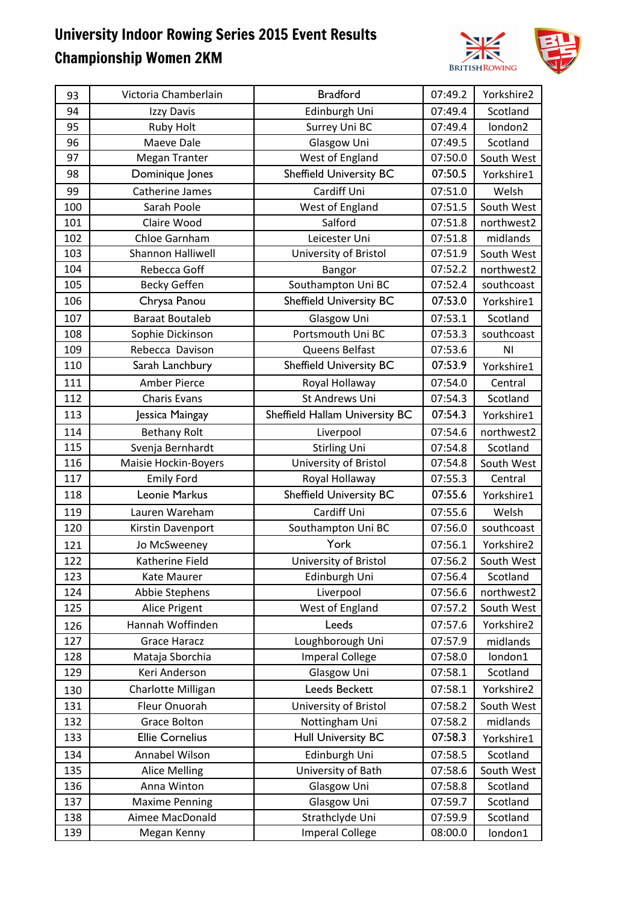# University Indoor Rowing Series 2015 Event Results
## Championship Women 2KM

| | | | | |
|---|---|---|---|---|
| 93 | Victoria Chamberlain | Bradford | 07:49.2 | Yorkshire2 |
| 94 | Izzy Davis | Edinburgh Uni | 07:49.4 | Scotland |
| 95 | Ruby Holt | Surrey Uni BC | 07:49.4 | london2 |
| 96 | Maeve Dale | Glasgow Uni | 07:49.5 | Scotland |
| 97 | Megan Tranter | West of England | 07:50.0 | South West |
| 98 | Dominique Jones | Sheffield University BC | 07:50.5 | Yorkshire1 |
| 99 | Catherine James | Cardiff Uni | 07:51.0 | Welsh |
| 100 | Sarah Poole | West of England | 07:51.5 | South West |
| 101 | Claire Wood | Salford | 07:51.8 | northwest2 |
| 102 | Chloe Garnham | Leicester Uni | 07:51.8 | midlands |
| 103 | Shannon Halliwell | University of Bristol | 07:51.9 | South West |
| 104 | Rebecca Goff | Bangor | 07:52.2 | northwest2 |
| 105 | Becky Geffen | Southampton Uni BC | 07:52.4 | southcoast |
| 106 | Chrysa Panou | Sheffield University BC | 07:53.0 | Yorkshire1 |
| 107 | Baraat Boutaleb | Glasgow Uni | 07:53.1 | Scotland |
| 108 | Sophie Dickinson | Portsmouth Uni BC | 07:53.3 | southcoast |
| 109 | Rebecca Davison | Queens Belfast | 07:53.6 | NI |
| 110 | Sarah Lanchbury | Sheffield University BC | 07:53.9 | Yorkshire1 |
| 111 | Amber Pierce | Royal Hollaway | 07:54.0 | Central |
| 112 | Charis Evans | St Andrews Uni | 07:54.3 | Scotland |
| 113 | Jessica Maingay | Sheffield Hallam University BC | 07:54.3 | Yorkshire1 |
| 114 | Bethany Rolt | Liverpool | 07:54.6 | northwest2 |
| 115 | Svenja Bernhardt | Stirling Uni | 07:54.8 | Scotland |
| 116 | Maisie Hockin-Boyers | University of Bristol | 07:54.8 | South West |
| 117 | Emily Ford | Royal Hollaway | 07:55.3 | Central |
| 118 | Leonie Markus | Sheffield University BC | 07:55.6 | Yorkshire1 |
| 119 | Lauren Wareham | Cardiff Uni | 07:55.6 | Welsh |
| 120 | Kirstin Davenport | Southampton Uni BC | 07:56.0 | southcoast |
| 121 | Jo McSweeney | York | 07:56.1 | Yorkshire2 |
| 122 | Katherine Field | University of Bristol | 07:56.2 | South West |
| 123 | Kate Maurer | Edinburgh Uni | 07:56.4 | Scotland |
| 124 | Abbie Stephens | Liverpool | 07:56.6 | northwest2 |
| 125 | Alice Prigent | West of England | 07:57.2 | South West |
| 126 | Hannah Woffinden | Leeds | 07:57.6 | Yorkshire2 |
| 127 | Grace Haracz | Loughborough Uni | 07:57.9 | midlands |
| 128 | Mataja Sborchia | Imperal College | 07:58.0 | london1 |
| 129 | Keri Anderson | Glasgow Uni | 07:58.1 | Scotland |
| 130 | Charlotte Milligan | Leeds Beckett | 07:58.1 | Yorkshire2 |
| 131 | Fleur Onuorah | University of Bristol | 07:58.2 | South West |
| 132 | Grace Bolton | Nottingham Uni | 07:58.2 | midlands |
| 133 | Ellie Cornelius | Hull University BC | 07:58.3 | Yorkshire1 |
| 134 | Annabel Wilson | Edinburgh Uni | 07:58.5 | Scotland |
| 135 | Alice Melling | University of Bath | 07:58.6 | South West |
| 136 | Anna Winton | Glasgow Uni | 07:58.8 | Scotland |
| 137 | Maxime Penning | Glasgow Uni | 07:59.7 | Scotland |
| 138 | Aimee MacDonald | Strathclyde Uni | 07:59.9 | Scotland |
| 139 | Megan Kenny | Imperal College | 08:00.0 | london1 |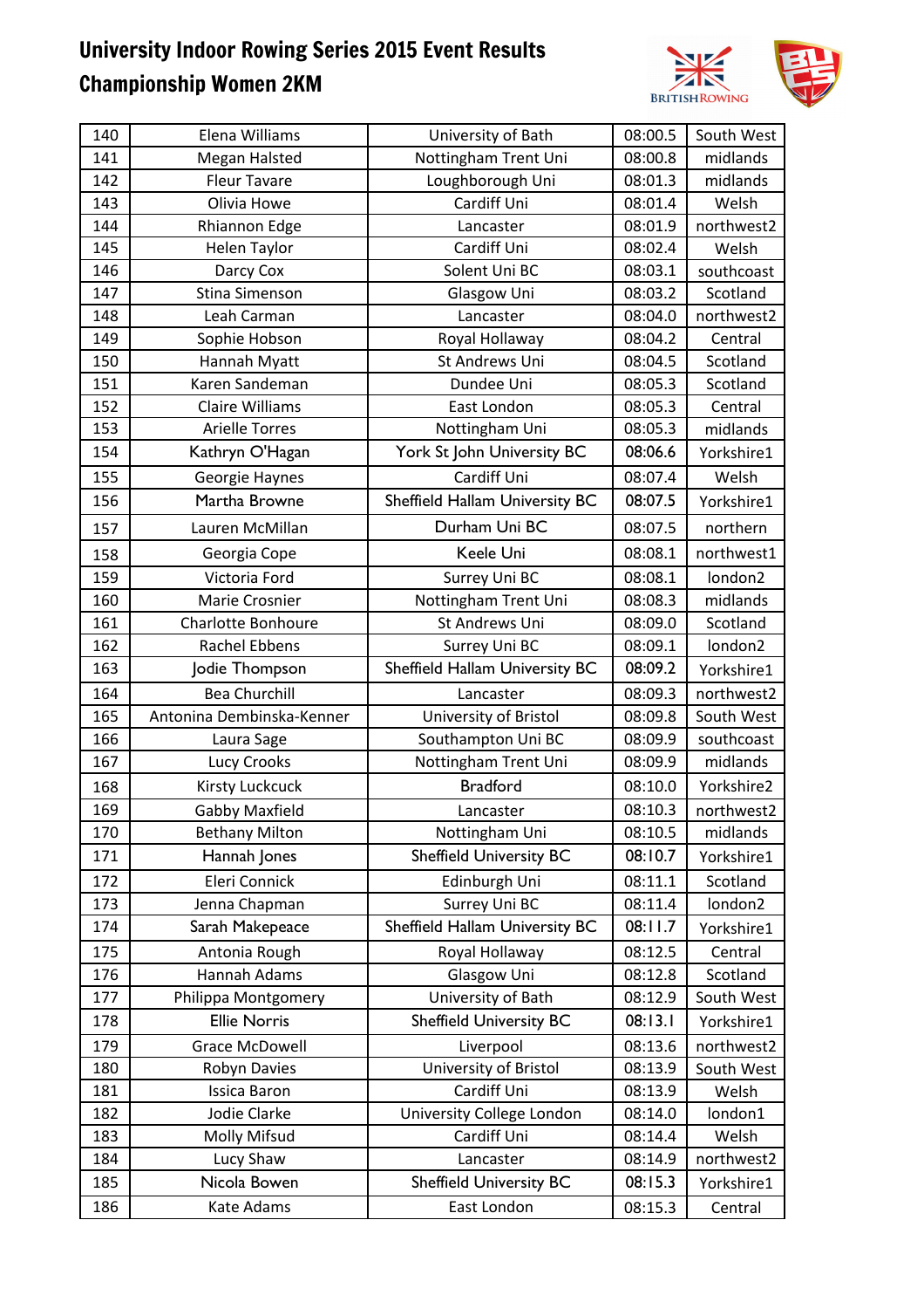# University Indoor Rowing Series 2015 Event Results

## Championship Women 2KM

| | | | | |
|---|---|---|---|---|
| 140 | Elena Williams | University of Bath | 08:00.5 | South West |
| 141 | Megan Halsted | Nottingham Trent Uni | 08:00.8 | midlands |
| 142 | Fleur Tavare | Loughborough Uni | 08:01.3 | midlands |
| 143 | Olivia Howe | Cardiff Uni | 08:01.4 | Welsh |
| 144 | Rhiannon Edge | Lancaster | 08:01.9 | northwest2 |
| 145 | Helen Taylor | Cardiff Uni | 08:02.4 | Welsh |
| 146 | Darcy Cox | Solent Uni BC | 08:03.1 | southcoast |
| 147 | Stina Simenson | Glasgow Uni | 08:03.2 | Scotland |
| 148 | Leah Carman | Lancaster | 08:04.0 | northwest2 |
| 149 | Sophie Hobson | Royal Hollaway | 08:04.2 | Central |
| 150 | Hannah Myatt | St Andrews Uni | 08:04.5 | Scotland |
| 151 | Karen Sandeman | Dundee Uni | 08:05.3 | Scotland |
| 152 | Claire Williams | East London | 08:05.3 | Central |
| 153 | Arielle Torres | Nottingham Uni | 08:05.3 | midlands |
| 154 | Kathryn O'Hagan | York St John University BC | 08:06.6 | Yorkshire1 |
| 155 | Georgie Haynes | Cardiff Uni | 08:07.4 | Welsh |
| 156 | Martha Browne | Sheffield Hallam University BC | 08:07.5 | Yorkshire1 |
| 157 | Lauren McMillan | Durham Uni BC | 08:07.5 | northern |
| 158 | Georgia Cope | Keele Uni | 08:08.1 | northwest1 |
| 159 | Victoria Ford | Surrey Uni BC | 08:08.1 | london2 |
| 160 | Marie Crosnier | Nottingham Trent Uni | 08:08.3 | midlands |
| 161 | Charlotte Bonhoure | St Andrews Uni | 08:09.0 | Scotland |
| 162 | Rachel Ebbens | Surrey Uni BC | 08:09.1 | london2 |
| 163 | Jodie Thompson | Sheffield Hallam University BC | 08:09.2 | Yorkshire1 |
| 164 | Bea Churchill | Lancaster | 08:09.3 | northwest2 |
| 165 | Antonina Dembinska-Kenner | University of Bristol | 08:09.8 | South West |
| 166 | Laura Sage | Southampton Uni BC | 08:09.9 | southcoast |
| 167 | Lucy Crooks | Nottingham Trent Uni | 08:09.9 | midlands |
| 168 | Kirsty Luckcuck | Bradford | 08:10.0 | Yorkshire2 |
| 169 | Gabby Maxfield | Lancaster | 08:10.3 | northwest2 |
| 170 | Bethany Milton | Nottingham Uni | 08:10.5 | midlands |
| 171 | Hannah Jones | Sheffield University BC | 08:10.7 | Yorkshire1 |
| 172 | Eleri Connick | Edinburgh Uni | 08:11.1 | Scotland |
| 173 | Jenna Chapman | Surrey Uni BC | 08:11.4 | london2 |
| 174 | Sarah Makepeace | Sheffield Hallam University BC | 08:11.7 | Yorkshire1 |
| 175 | Antonia Rough | Royal Hollaway | 08:12.5 | Central |
| 176 | Hannah Adams | Glasgow Uni | 08:12.8 | Scotland |
| 177 | Philippa Montgomery | University of Bath | 08:12.9 | South West |
| 178 | Ellie Norris | Sheffield University BC | 08:13.1 | Yorkshire1 |
| 179 | Grace McDowell | Liverpool | 08:13.6 | northwest2 |
| 180 | Robyn Davies | University of Bristol | 08:13.9 | South West |
| 181 | Issica Baron | Cardiff Uni | 08:13.9 | Welsh |
| 182 | Jodie Clarke | University College London | 08:14.0 | london1 |
| 183 | Molly Mifsud | Cardiff Uni | 08:14.4 | Welsh |
| 184 | Lucy Shaw | Lancaster | 08:14.9 | northwest2 |
| 185 | Nicola Bowen | Sheffield University BC | 08:15.3 | Yorkshire1 |
| 186 | Kate Adams | East London | 08:15.3 | Central |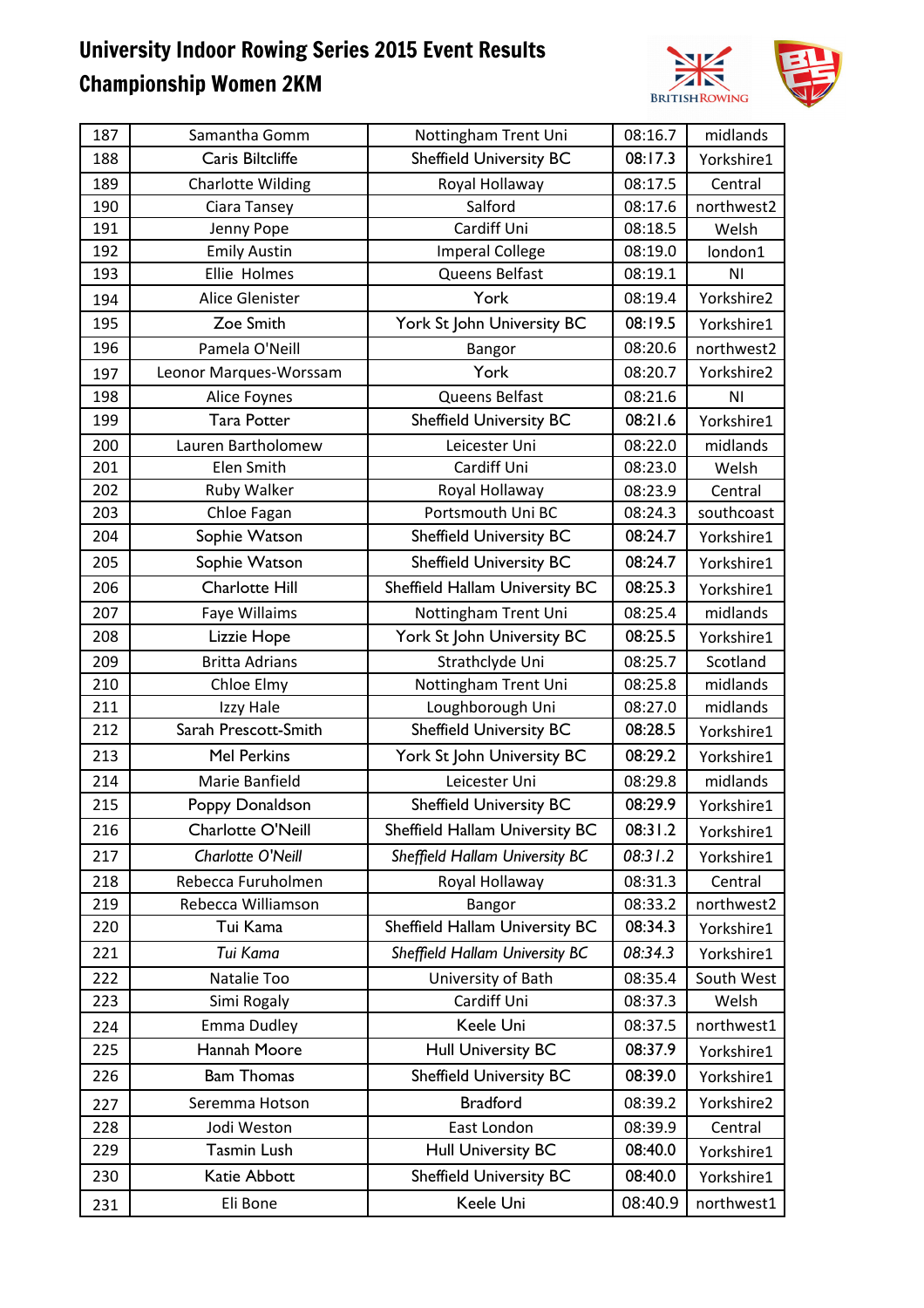# University Indoor Rowing Series 2015 Event Results
## Championship Women 2KM

| | | | | |
|---|---|---|---|---|
| 187 | Samantha Gomm | Nottingham Trent Uni | 08:16.7 | midlands |
| 188 | Caris Biltcliffe | Sheffield University BC | 08:17.3 | Yorkshire1 |
| 189 | Charlotte Wilding | Royal Hollaway | 08:17.5 | Central |
| 190 | Ciara Tansey | Salford | 08:17.6 | northwest2 |
| 191 | Jenny Pope | Cardiff Uni | 08:18.5 | Welsh |
| 192 | Emily Austin | Imperal College | 08:19.0 | london1 |
| 193 | Ellie Holmes | Queens Belfast | 08:19.1 | NI |
| 194 | Alice Glenister | York | 08:19.4 | Yorkshire2 |
| 195 | Zoe Smith | York St John University BC | 08:19.5 | Yorkshire1 |
| 196 | Pamela O'Neill | Bangor | 08:20.6 | northwest2 |
| 197 | Leonor Marques-Worssam | York | 08:20.7 | Yorkshire2 |
| 198 | Alice Foynes | Queens Belfast | 08:21.6 | NI |
| 199 | Tara Potter | Sheffield University BC | 08:21.6 | Yorkshire1 |
| 200 | Lauren Bartholomew | Leicester Uni | 08:22.0 | midlands |
| 201 | Elen Smith | Cardiff Uni | 08:23.0 | Welsh |
| 202 | Ruby Walker | Royal Hollaway | 08:23.9 | Central |
| 203 | Chloe Fagan | Portsmouth Uni BC | 08:24.3 | southcoast |
| 204 | Sophie Watson | Sheffield University BC | 08:24.7 | Yorkshire1 |
| 205 | Sophie Watson | Sheffield University BC | 08:24.7 | Yorkshire1 |
| 206 | Charlotte Hill | Sheffield Hallam University BC | 08:25.3 | Yorkshire1 |
| 207 | Faye Willaims | Nottingham Trent Uni | 08:25.4 | midlands |
| 208 | Lizzie Hope | York St John University BC | 08:25.5 | Yorkshire1 |
| 209 | Britta Adrians | Strathclyde Uni | 08:25.7 | Scotland |
| 210 | Chloe Elmy | Nottingham Trent Uni | 08:25.8 | midlands |
| 211 | Izzy Hale | Loughborough Uni | 08:27.0 | midlands |
| 212 | Sarah Prescott-Smith | Sheffield University BC | 08:28.5 | Yorkshire1 |
| 213 | Mel Perkins | York St John University BC | 08:29.2 | Yorkshire1 |
| 214 | Marie Banfield | Leicester Uni | 08:29.8 | midlands |
| 215 | Poppy Donaldson | Sheffield University BC | 08:29.9 | Yorkshire1 |
| 216 | Charlotte O'Neill | Sheffield Hallam University BC | 08:31.2 | Yorkshire1 |
| 217 | *Charlotte O'Neill* | *Sheffield Hallam University BC* | *08:31.2* | Yorkshire1 |
| 218 | Rebecca Furuholmen | Royal Hollaway | 08:31.3 | Central |
| 219 | Rebecca Williamson | Bangor | 08:33.2 | northwest2 |
| 220 | Tui Kama | Sheffield Hallam University BC | 08:34.3 | Yorkshire1 |
| 221 | *Tui Kama* | *Sheffield Hallam University BC* | *08:34.3* | Yorkshire1 |
| 222 | Natalie Too | University of Bath | 08:35.4 | South West |
| 223 | Simi Rogaly | Cardiff Uni | 08:37.3 | Welsh |
| 224 | Emma Dudley | Keele Uni | 08:37.5 | northwest1 |
| 225 | Hannah Moore | Hull University BC | 08:37.9 | Yorkshire1 |
| 226 | Bam Thomas | Sheffield University BC | 08:39.0 | Yorkshire1 |
| 227 | Seremma Hotson | Bradford | 08:39.2 | Yorkshire2 |
| 228 | Jodi Weston | East London | 08:39.9 | Central |
| 229 | Tasmin Lush | Hull University BC | 08:40.0 | Yorkshire1 |
| 230 | Katie Abbott | Sheffield University BC | 08:40.0 | Yorkshire1 |
| 231 | Eli Bone | Keele Uni | 08:40.9 | northwest1 |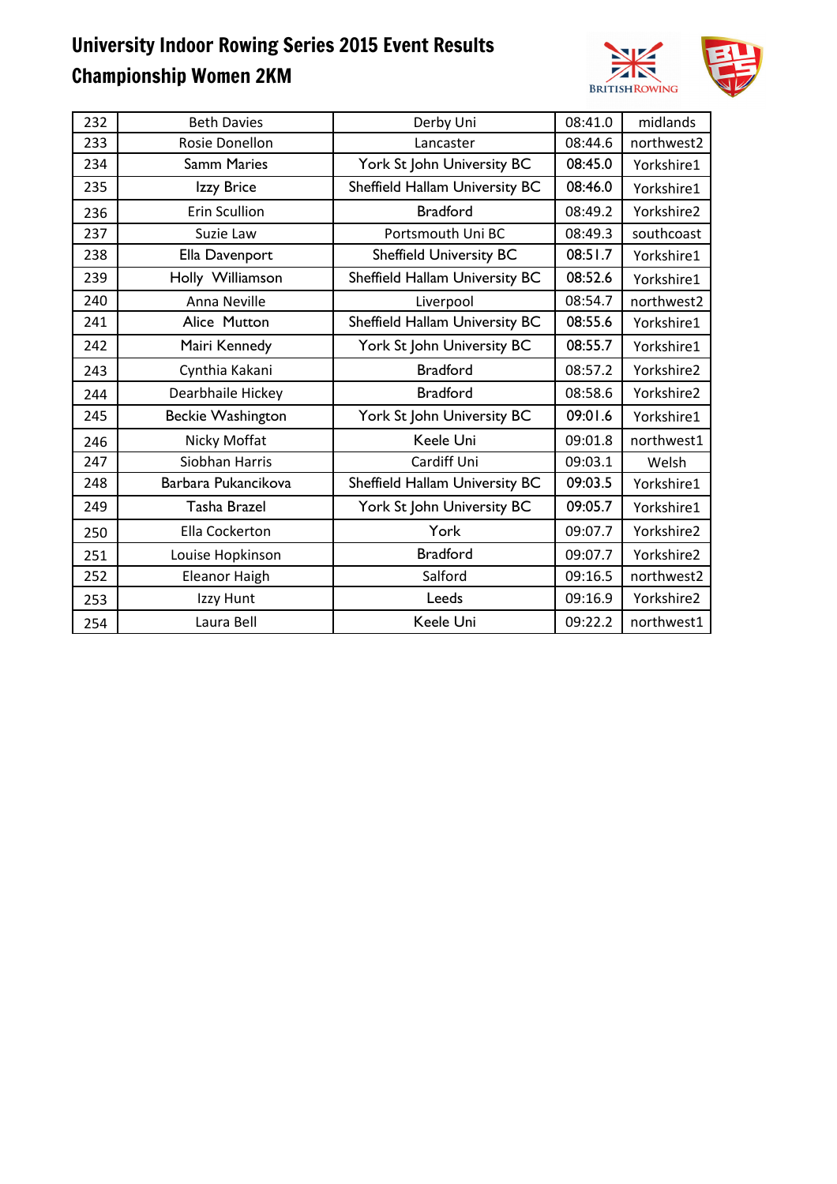# University Indoor Rowing Series 2015 Event Results

## Championship Women 2KM

| | | | | |
|---|---|---|---|---|
| 232 | Beth Davies | Derby Uni | 08:41.0 | midlands |
| 233 | Rosie Donellon | Lancaster | 08:44.6 | northwest2 |
| 234 | Samm Maries | York St John University BC | 08:45.0 | Yorkshire1 |
| 235 | Izzy Brice | Sheffield Hallam University BC | 08:46.0 | Yorkshire1 |
| 236 | Erin Scullion | Bradford | 08:49.2 | Yorkshire2 |
| 237 | Suzie Law | Portsmouth Uni BC | 08:49.3 | southcoast |
| 238 | Ella Davenport | Sheffield University BC | 08:51.7 | Yorkshire1 |
| 239 | Holly Williamson | Sheffield Hallam University BC | 08:52.6 | Yorkshire1 |
| 240 | Anna Neville | Liverpool | 08:54.7 | northwest2 |
| 241 | Alice Mutton | Sheffield Hallam University BC | 08:55.6 | Yorkshire1 |
| 242 | Mairi Kennedy | York St John University BC | 08:55.7 | Yorkshire1 |
| 243 | Cynthia Kakani | Bradford | 08:57.2 | Yorkshire2 |
| 244 | Dearbhaile Hickey | Bradford | 08:58.6 | Yorkshire2 |
| 245 | Beckie Washington | York St John University BC | 09:01.6 | Yorkshire1 |
| 246 | Nicky Moffat | Keele Uni | 09:01.8 | northwest1 |
| 247 | Siobhan Harris | Cardiff Uni | 09:03.1 | Welsh |
| 248 | Barbara Pukancikova | Sheffield Hallam University BC | 09:03.5 | Yorkshire1 |
| 249 | Tasha Brazel | York St John University BC | 09:05.7 | Yorkshire1 |
| 250 | Ella Cockerton | York | 09:07.7 | Yorkshire2 |
| 251 | Louise Hopkinson | Bradford | 09:07.7 | Yorkshire2 |
| 252 | Eleanor Haigh | Salford | 09:16.5 | northwest2 |
| 253 | Izzy Hunt | Leeds | 09:16.9 | Yorkshire2 |
| 254 | Laura Bell | Keele Uni | 09:22.2 | northwest1 |